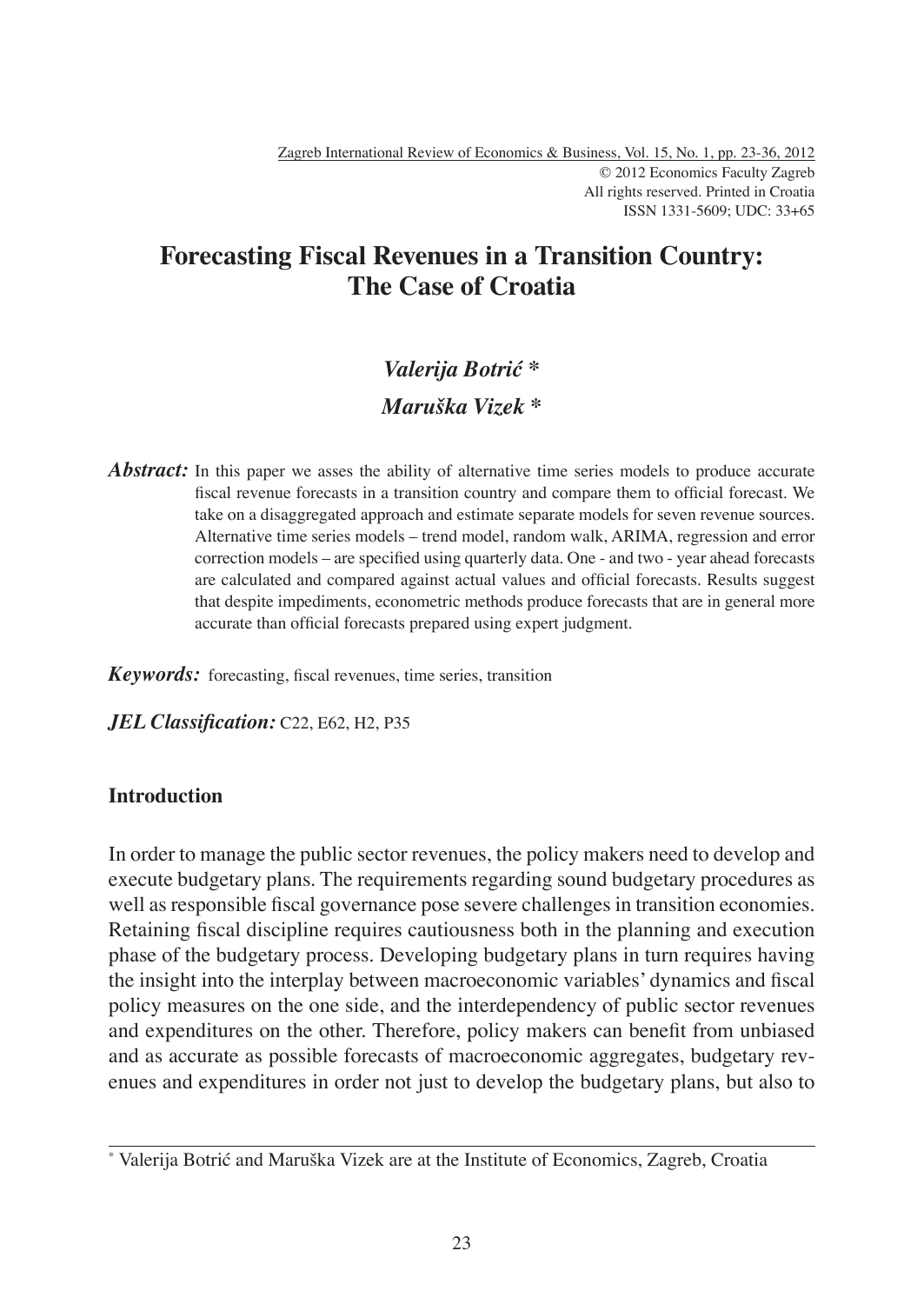# Forecasting Fiscal Revenues in a Transition Country: The Case of Croatia

*Valerija Botrić \**

*Maruška Vizek \**

***Abstract:*** In this paper we asses the ability of alternative time series models to produce accurate fiscal revenue forecasts in a transition country and compare them to official forecast. We take on a disaggregated approach and estimate separate models for seven revenue sources. Alternative time series models – trend model, random walk, ARIMA, regression and error correction models – are specified using quarterly data. One - and two - year ahead forecasts are calculated and compared against actual values and official forecasts. Results suggest that despite impediments, econometric methods produce forecasts that are in general more accurate than official forecasts prepared using expert judgment.

***Keywords:*** forecasting, fiscal revenues, time series, transition

***JEL Classification:*** C22, E62, H2, P35

## Introduction

In order to manage the public sector revenues, the policy makers need to develop and execute budgetary plans. The requirements regarding sound budgetary procedures as well as responsible fiscal governance pose severe challenges in transition economies. Retaining fiscal discipline requires cautiousness both in the planning and execution phase of the budgetary process. Developing budgetary plans in turn requires having the insight into the interplay between macroeconomic variables' dynamics and fiscal policy measures on the one side, and the interdependency of public sector revenues and expenditures on the other. Therefore, policy makers can benefit from unbiased and as accurate as possible forecasts of macroeconomic aggregates, budgetary revenues and expenditures in order not just to develop the budgetary plans, but also to

---

\* Valerija Botrić and Maruška Vizek are at the Institute of Economics, Zagreb, Croatia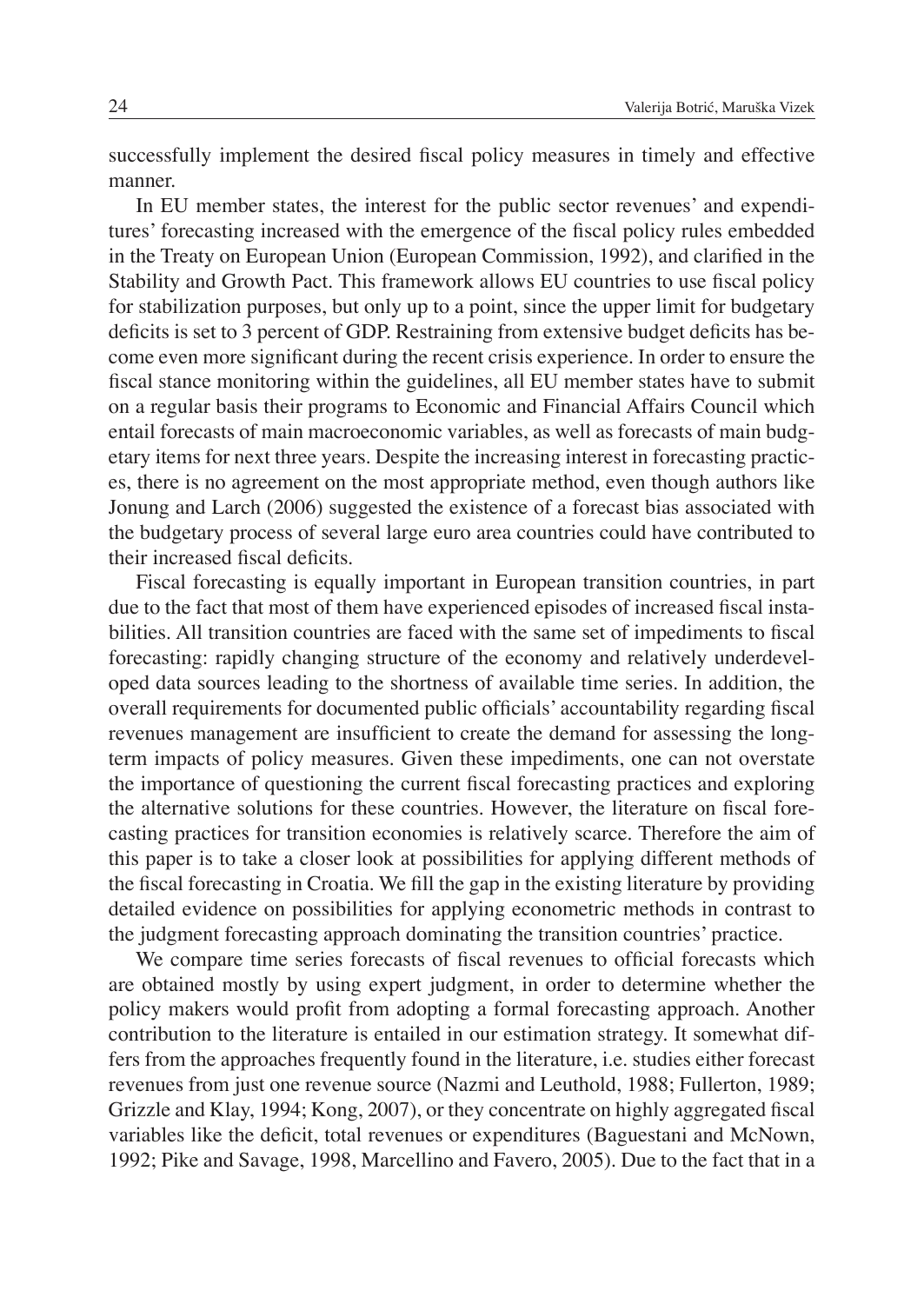successfully implement the desired fiscal policy measures in timely and effective manner.

In EU member states, the interest for the public sector revenues' and expenditures' forecasting increased with the emergence of the fiscal policy rules embedded in the Treaty on European Union (European Commission, 1992), and clarified in the Stability and Growth Pact. This framework allows EU countries to use fiscal policy for stabilization purposes, but only up to a point, since the upper limit for budgetary deficits is set to 3 percent of GDP. Restraining from extensive budget deficits has become even more significant during the recent crisis experience. In order to ensure the fiscal stance monitoring within the guidelines, all EU member states have to submit on a regular basis their programs to Economic and Financial Affairs Council which entail forecasts of main macroeconomic variables, as well as forecasts of main budgetary items for next three years. Despite the increasing interest in forecasting practices, there is no agreement on the most appropriate method, even though authors like Jonung and Larch (2006) suggested the existence of a forecast bias associated with the budgetary process of several large euro area countries could have contributed to their increased fiscal deficits.

Fiscal forecasting is equally important in European transition countries, in part due to the fact that most of them have experienced episodes of increased fiscal instabilities. All transition countries are faced with the same set of impediments to fiscal forecasting: rapidly changing structure of the economy and relatively underdeveloped data sources leading to the shortness of available time series. In addition, the overall requirements for documented public officials' accountability regarding fiscal revenues management are insufficient to create the demand for assessing the long-term impacts of policy measures. Given these impediments, one can not overstate the importance of questioning the current fiscal forecasting practices and exploring the alternative solutions for these countries. However, the literature on fiscal forecasting practices for transition economies is relatively scarce. Therefore the aim of this paper is to take a closer look at possibilities for applying different methods of the fiscal forecasting in Croatia. We fill the gap in the existing literature by providing detailed evidence on possibilities for applying econometric methods in contrast to the judgment forecasting approach dominating the transition countries' practice.

We compare time series forecasts of fiscal revenues to official forecasts which are obtained mostly by using expert judgment, in order to determine whether the policy makers would profit from adopting a formal forecasting approach. Another contribution to the literature is entailed in our estimation strategy. It somewhat differs from the approaches frequently found in the literature, i.e. studies either forecast revenues from just one revenue source (Nazmi and Leuthold, 1988; Fullerton, 1989; Grizzle and Klay, 1994; Kong, 2007), or they concentrate on highly aggregated fiscal variables like the deficit, total revenues or expenditures (Baguestani and McNown, 1992; Pike and Savage, 1998, Marcellino and Favero, 2005). Due to the fact that in a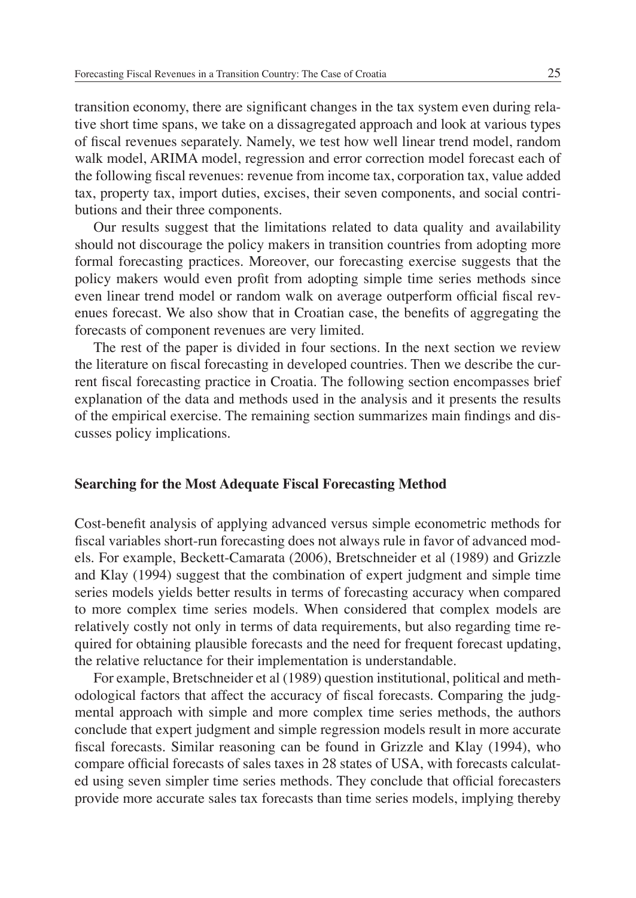transition economy, there are significant changes in the tax system even during relative short time spans, we take on a dissagregated approach and look at various types of fiscal revenues separately. Namely, we test how well linear trend model, random walk model, ARIMA model, regression and error correction model forecast each of the following fiscal revenues: revenue from income tax, corporation tax, value added tax, property tax, import duties, excises, their seven components, and social contributions and their three components.

Our results suggest that the limitations related to data quality and availability should not discourage the policy makers in transition countries from adopting more formal forecasting practices. Moreover, our forecasting exercise suggests that the policy makers would even profit from adopting simple time series methods since even linear trend model or random walk on average outperform official fiscal revenues forecast. We also show that in Croatian case, the benefits of aggregating the forecasts of component revenues are very limited.

The rest of the paper is divided in four sections. In the next section we review the literature on fiscal forecasting in developed countries. Then we describe the current fiscal forecasting practice in Croatia. The following section encompasses brief explanation of the data and methods used in the analysis and it presents the results of the empirical exercise. The remaining section summarizes main findings and discusses policy implications.

## Searching for the Most Adequate Fiscal Forecasting Method

Cost-benefit analysis of applying advanced versus simple econometric methods for fiscal variables short-run forecasting does not always rule in favor of advanced models. For example, Beckett-Camarata (2006), Bretschneider et al (1989) and Grizzle and Klay (1994) suggest that the combination of expert judgment and simple time series models yields better results in terms of forecasting accuracy when compared to more complex time series models. When considered that complex models are relatively costly not only in terms of data requirements, but also regarding time required for obtaining plausible forecasts and the need for frequent forecast updating, the relative reluctance for their implementation is understandable.

For example, Bretschneider et al (1989) question institutional, political and methodological factors that affect the accuracy of fiscal forecasts. Comparing the judgmental approach with simple and more complex time series methods, the authors conclude that expert judgment and simple regression models result in more accurate fiscal forecasts. Similar reasoning can be found in Grizzle and Klay (1994), who compare official forecasts of sales taxes in 28 states of USA, with forecasts calculated using seven simpler time series methods. They conclude that official forecasters provide more accurate sales tax forecasts than time series models, implying thereby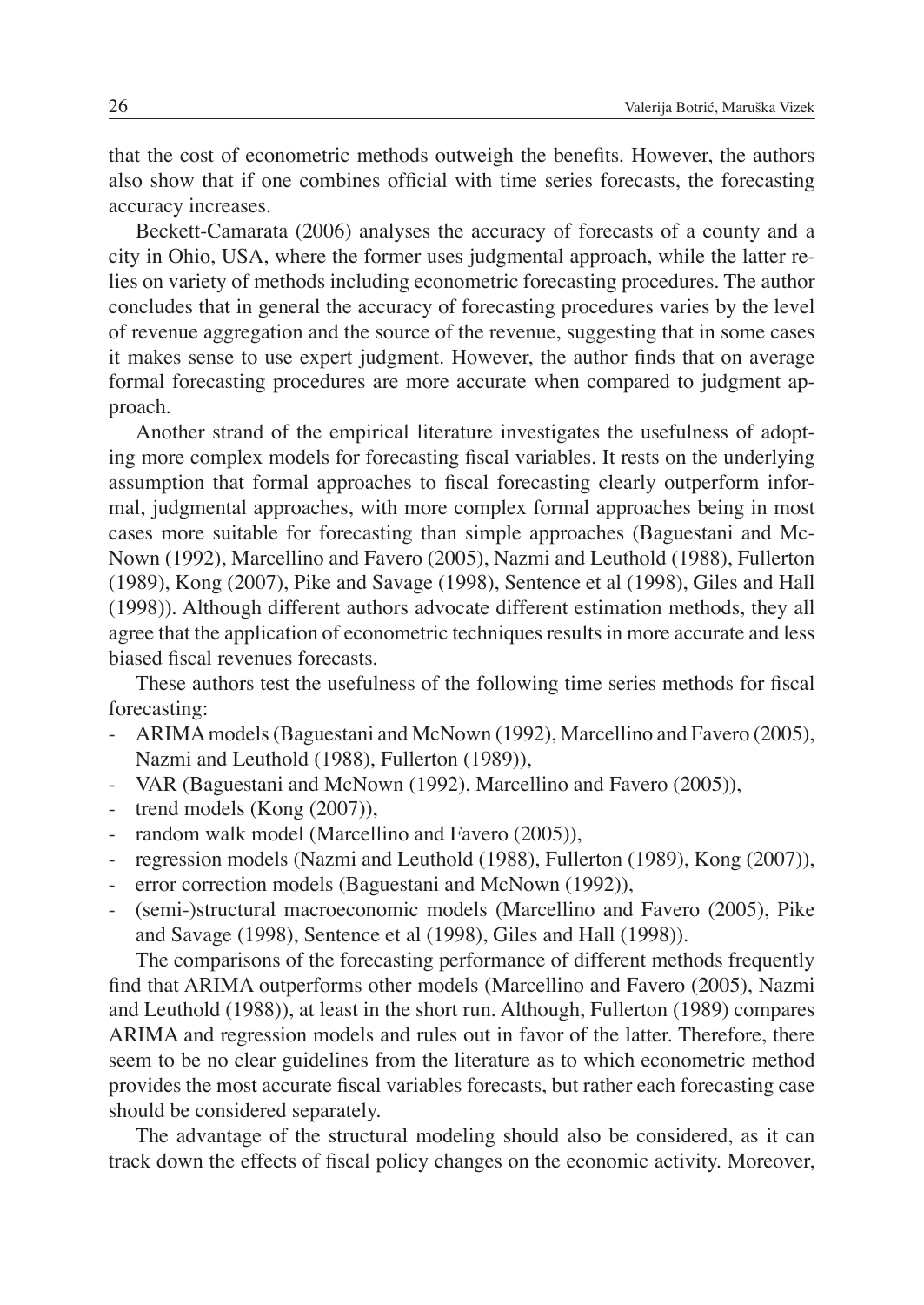that the cost of econometric methods outweigh the benefits. However, the authors also show that if one combines official with time series forecasts, the forecasting accuracy increases.

Beckett-Camarata (2006) analyses the accuracy of forecasts of a county and a city in Ohio, USA, where the former uses judgmental approach, while the latter relies on variety of methods including econometric forecasting procedures. The author concludes that in general the accuracy of forecasting procedures varies by the level of revenue aggregation and the source of the revenue, suggesting that in some cases it makes sense to use expert judgment. However, the author finds that on average formal forecasting procedures are more accurate when compared to judgment approach.

Another strand of the empirical literature investigates the usefulness of adopting more complex models for forecasting fiscal variables. It rests on the underlying assumption that formal approaches to fiscal forecasting clearly outperform informal, judgmental approaches, with more complex formal approaches being in most cases more suitable for forecasting than simple approaches (Baguestani and McNown (1992), Marcellino and Favero (2005), Nazmi and Leuthold (1988), Fullerton (1989), Kong (2007), Pike and Savage (1998), Sentence et al (1998), Giles and Hall (1998)). Although different authors advocate different estimation methods, they all agree that the application of econometric techniques results in more accurate and less biased fiscal revenues forecasts.

These authors test the usefulness of the following time series methods for fiscal forecasting:

- ARIMA models (Baguestani and McNown (1992), Marcellino and Favero (2005), Nazmi and Leuthold (1988), Fullerton (1989)),
- VAR (Baguestani and McNown (1992), Marcellino and Favero (2005)),
- trend models (Kong (2007)),
- random walk model (Marcellino and Favero (2005)),
- regression models (Nazmi and Leuthold (1988), Fullerton (1989), Kong (2007)),
- error correction models (Baguestani and McNown (1992)),
- (semi-)structural macroeconomic models (Marcellino and Favero (2005), Pike and Savage (1998), Sentence et al (1998), Giles and Hall (1998)).

The comparisons of the forecasting performance of different methods frequently find that ARIMA outperforms other models (Marcellino and Favero (2005), Nazmi and Leuthold (1988)), at least in the short run. Although, Fullerton (1989) compares ARIMA and regression models and rules out in favor of the latter. Therefore, there seem to be no clear guidelines from the literature as to which econometric method provides the most accurate fiscal variables forecasts, but rather each forecasting case should be considered separately.

The advantage of the structural modeling should also be considered, as it can track down the effects of fiscal policy changes on the economic activity. Moreover,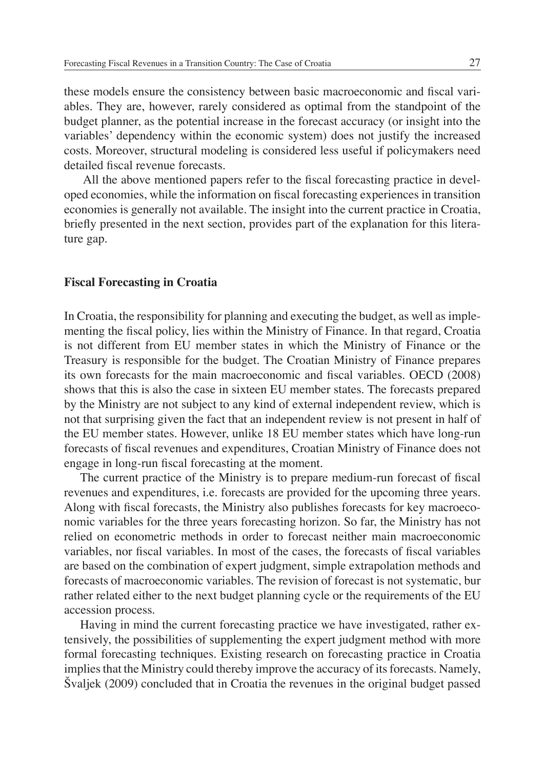these models ensure the consistency between basic macroeconomic and fiscal variables. They are, however, rarely considered as optimal from the standpoint of the budget planner, as the potential increase in the forecast accuracy (or insight into the variables' dependency within the economic system) does not justify the increased costs. Moreover, structural modeling is considered less useful if policymakers need detailed fiscal revenue forecasts.

All the above mentioned papers refer to the fiscal forecasting practice in developed economies, while the information on fiscal forecasting experiences in transition economies is generally not available. The insight into the current practice in Croatia, briefly presented in the next section, provides part of the explanation for this literature gap.

## Fiscal Forecasting in Croatia

In Croatia, the responsibility for planning and executing the budget, as well as implementing the fiscal policy, lies within the Ministry of Finance. In that regard, Croatia is not different from EU member states in which the Ministry of Finance or the Treasury is responsible for the budget. The Croatian Ministry of Finance prepares its own forecasts for the main macroeconomic and fiscal variables. OECD (2008) shows that this is also the case in sixteen EU member states. The forecasts prepared by the Ministry are not subject to any kind of external independent review, which is not that surprising given the fact that an independent review is not present in half of the EU member states. However, unlike 18 EU member states which have long-run forecasts of fiscal revenues and expenditures, Croatian Ministry of Finance does not engage in long-run fiscal forecasting at the moment.

The current practice of the Ministry is to prepare medium-run forecast of fiscal revenues and expenditures, i.e. forecasts are provided for the upcoming three years. Along with fiscal forecasts, the Ministry also publishes forecasts for key macroeconomic variables for the three years forecasting horizon. So far, the Ministry has not relied on econometric methods in order to forecast neither main macroeconomic variables, nor fiscal variables. In most of the cases, the forecasts of fiscal variables are based on the combination of expert judgment, simple extrapolation methods and forecasts of macroeconomic variables. The revision of forecast is not systematic, bur rather related either to the next budget planning cycle or the requirements of the EU accession process.

Having in mind the current forecasting practice we have investigated, rather extensively, the possibilities of supplementing the expert judgment method with more formal forecasting techniques. Existing research on forecasting practice in Croatia implies that the Ministry could thereby improve the accuracy of its forecasts. Namely, Švaljek (2009) concluded that in Croatia the revenues in the original budget passed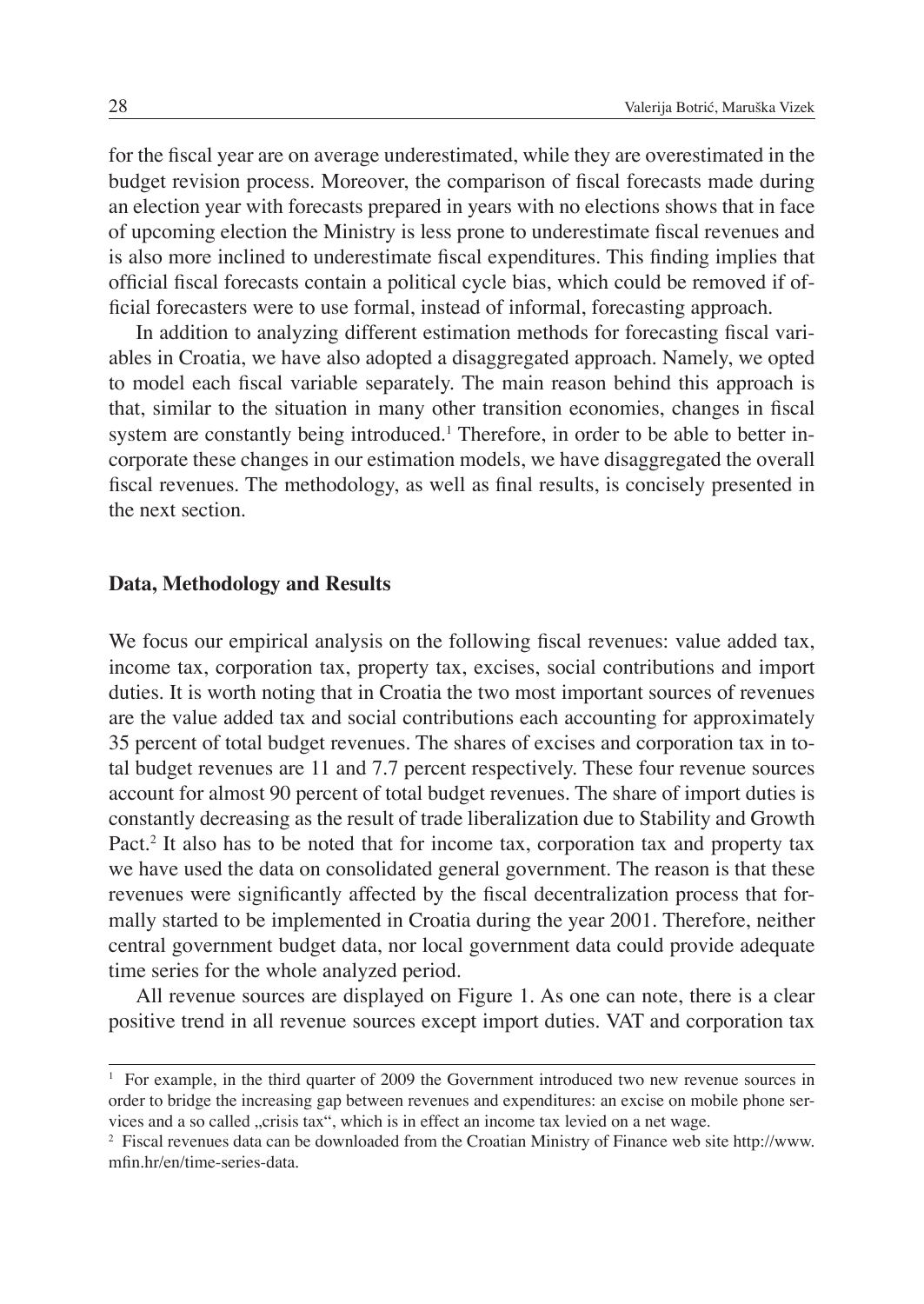for the fiscal year are on average underestimated, while they are overestimated in the budget revision process. Moreover, the comparison of fiscal forecasts made during an election year with forecasts prepared in years with no elections shows that in face of upcoming election the Ministry is less prone to underestimate fiscal revenues and is also more inclined to underestimate fiscal expenditures. This finding implies that official fiscal forecasts contain a political cycle bias, which could be removed if official forecasters were to use formal, instead of informal, forecasting approach.

In addition to analyzing different estimation methods for forecasting fiscal variables in Croatia, we have also adopted a disaggregated approach. Namely, we opted to model each fiscal variable separately. The main reason behind this approach is that, similar to the situation in many other transition economies, changes in fiscal system are constantly being introduced.[1] Therefore, in order to be able to better incorporate these changes in our estimation models, we have disaggregated the overall fiscal revenues. The methodology, as well as final results, is concisely presented in the next section.

## Data, Methodology and Results

We focus our empirical analysis on the following fiscal revenues: value added tax, income tax, corporation tax, property tax, excises, social contributions and import duties. It is worth noting that in Croatia the two most important sources of revenues are the value added tax and social contributions each accounting for approximately 35 percent of total budget revenues. The shares of excises and corporation tax in total budget revenues are 11 and 7.7 percent respectively. These four revenue sources account for almost 90 percent of total budget revenues. The share of import duties is constantly decreasing as the result of trade liberalization due to Stability and Growth Pact.[2] It also has to be noted that for income tax, corporation tax and property tax we have used the data on consolidated general government. The reason is that these revenues were significantly affected by the fiscal decentralization process that formally started to be implemented in Croatia during the year 2001. Therefore, neither central government budget data, nor local government data could provide adequate time series for the whole analyzed period.

All revenue sources are displayed on Figure 1. As one can note, there is a clear positive trend in all revenue sources except import duties. VAT and corporation tax

---

[1] For example, in the third quarter of 2009 the Government introduced two new revenue sources in order to bridge the increasing gap between revenues and expenditures: an excise on mobile phone services and a so called „crisis tax", which is in effect an income tax levied on a net wage.

[2] Fiscal revenues data can be downloaded from the Croatian Ministry of Finance web site http://www.mfin.hr/en/time-series-data.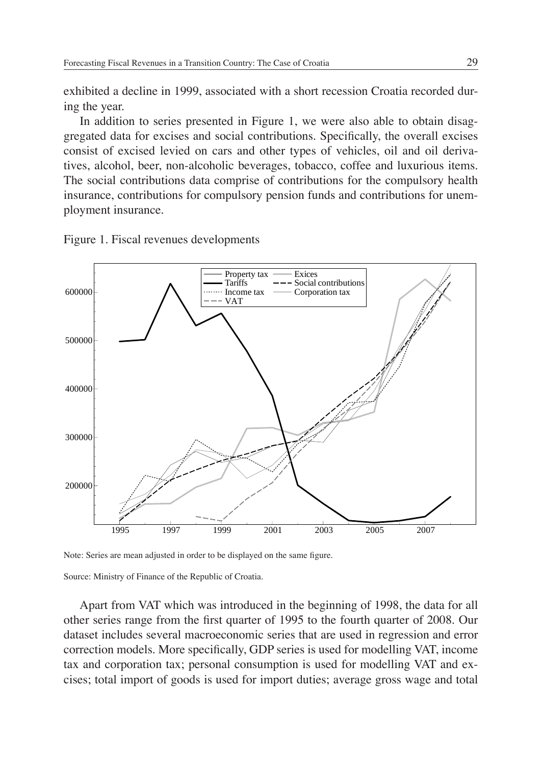exhibited a decline in 1999, associated with a short recession Croatia recorded during the year.

In addition to series presented in Figure 1, we were also able to obtain disaggregated data for excises and social contributions. Specifically, the overall excises consist of excised levied on cars and other types of vehicles, oil and oil derivatives, alcohol, beer, non-alcoholic beverages, tobacco, coffee and luxurious items. The social contributions data comprise of contributions for the compulsory health insurance, contributions for compulsory pension funds and contributions for unemployment insurance.

Figure 1. Fiscal revenues developments

Note: Series are mean adjusted in order to be displayed on the same figure.

Source: Ministry of Finance of the Republic of Croatia.

Apart from VAT which was introduced in the beginning of 1998, the data for all other series range from the first quarter of 1995 to the fourth quarter of 2008. Our dataset includes several macroeconomic series that are used in regression and error correction models. More specifically, GDP series is used for modelling VAT, income tax and corporation tax; personal consumption is used for modelling VAT and excises; total import of goods is used for import duties; average gross wage and total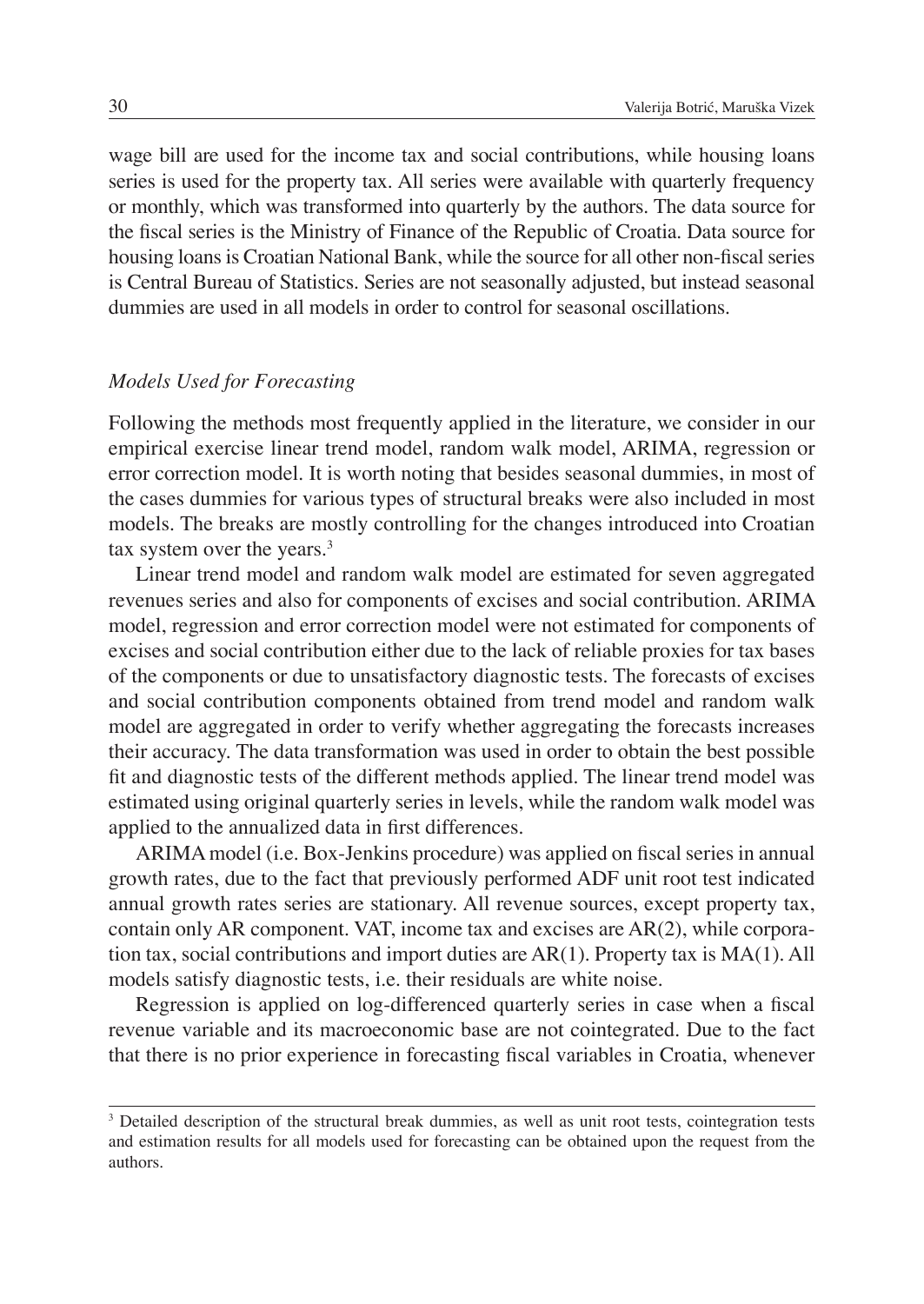wage bill are used for the income tax and social contributions, while housing loans series is used for the property tax. All series were available with quarterly frequency or monthly, which was transformed into quarterly by the authors. The data source for the fiscal series is the Ministry of Finance of the Republic of Croatia. Data source for housing loans is Croatian National Bank, while the source for all other non-fiscal series is Central Bureau of Statistics. Series are not seasonally adjusted, but instead seasonal dummies are used in all models in order to control for seasonal oscillations.

### *Models Used for Forecasting*

Following the methods most frequently applied in the literature, we consider in our empirical exercise linear trend model, random walk model, ARIMA, regression or error correction model. It is worth noting that besides seasonal dummies, in most of the cases dummies for various types of structural breaks were also included in most models. The breaks are mostly controlling for the changes introduced into Croatian tax system over the years.[3]

Linear trend model and random walk model are estimated for seven aggregated revenues series and also for components of excises and social contribution. ARIMA model, regression and error correction model were not estimated for components of excises and social contribution either due to the lack of reliable proxies for tax bases of the components or due to unsatisfactory diagnostic tests. The forecasts of excises and social contribution components obtained from trend model and random walk model are aggregated in order to verify whether aggregating the forecasts increases their accuracy. The data transformation was used in order to obtain the best possible fit and diagnostic tests of the different methods applied. The linear trend model was estimated using original quarterly series in levels, while the random walk model was applied to the annualized data in first differences.

ARIMA model (i.e. Box-Jenkins procedure) was applied on fiscal series in annual growth rates, due to the fact that previously performed ADF unit root test indicated annual growth rates series are stationary. All revenue sources, except property tax, contain only AR component. VAT, income tax and excises are AR(2), while corporation tax, social contributions and import duties are AR(1). Property tax is MA(1). All models satisfy diagnostic tests, i.e. their residuals are white noise.

Regression is applied on log-differenced quarterly series in case when a fiscal revenue variable and its macroeconomic base are not cointegrated. Due to the fact that there is no prior experience in forecasting fiscal variables in Croatia, whenever

[3] Detailed description of the structural break dummies, as well as unit root tests, cointegration tests and estimation results for all models used for forecasting can be obtained upon the request from the authors.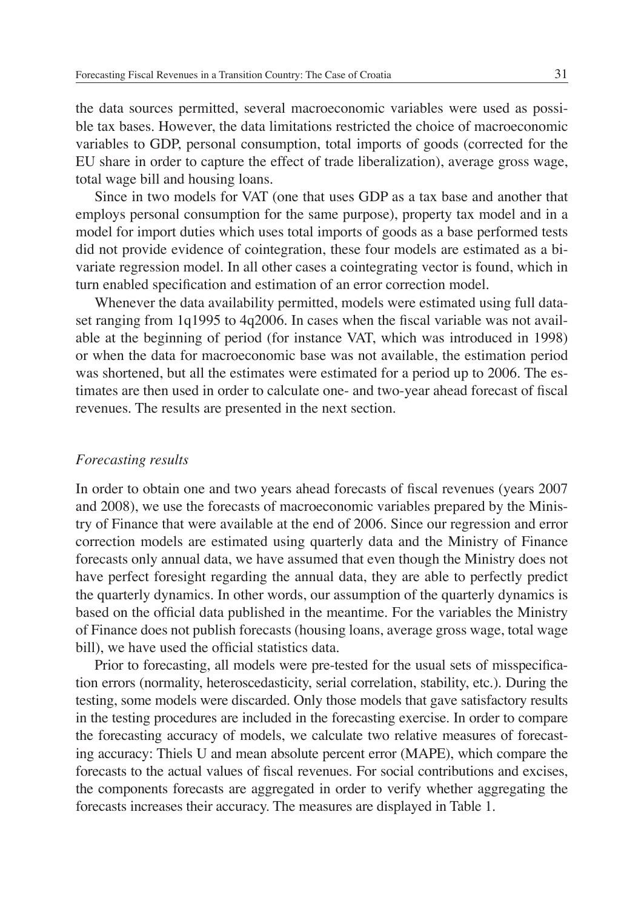the data sources permitted, several macroeconomic variables were used as possible tax bases. However, the data limitations restricted the choice of macroeconomic variables to GDP, personal consumption, total imports of goods (corrected for the EU share in order to capture the effect of trade liberalization), average gross wage, total wage bill and housing loans.

Since in two models for VAT (one that uses GDP as a tax base and another that employs personal consumption for the same purpose), property tax model and in a model for import duties which uses total imports of goods as a base performed tests did not provide evidence of cointegration, these four models are estimated as a bivariate regression model. In all other cases a cointegrating vector is found, which in turn enabled specification and estimation of an error correction model.

Whenever the data availability permitted, models were estimated using full dataset ranging from 1q1995 to 4q2006. In cases when the fiscal variable was not available at the beginning of period (for instance VAT, which was introduced in 1998) or when the data for macroeconomic base was not available, the estimation period was shortened, but all the estimates were estimated for a period up to 2006. The estimates are then used in order to calculate one- and two-year ahead forecast of fiscal revenues. The results are presented in the next section.

### *Forecasting results*

In order to obtain one and two years ahead forecasts of fiscal revenues (years 2007 and 2008), we use the forecasts of macroeconomic variables prepared by the Ministry of Finance that were available at the end of 2006. Since our regression and error correction models are estimated using quarterly data and the Ministry of Finance forecasts only annual data, we have assumed that even though the Ministry does not have perfect foresight regarding the annual data, they are able to perfectly predict the quarterly dynamics. In other words, our assumption of the quarterly dynamics is based on the official data published in the meantime. For the variables the Ministry of Finance does not publish forecasts (housing loans, average gross wage, total wage bill), we have used the official statistics data.

Prior to forecasting, all models were pre-tested for the usual sets of misspecification errors (normality, heteroscedasticity, serial correlation, stability, etc.). During the testing, some models were discarded. Only those models that gave satisfactory results in the testing procedures are included in the forecasting exercise. In order to compare the forecasting accuracy of models, we calculate two relative measures of forecasting accuracy: Thiels U and mean absolute percent error (MAPE), which compare the forecasts to the actual values of fiscal revenues. For social contributions and excises, the components forecasts are aggregated in order to verify whether aggregating the forecasts increases their accuracy. The measures are displayed in Table 1.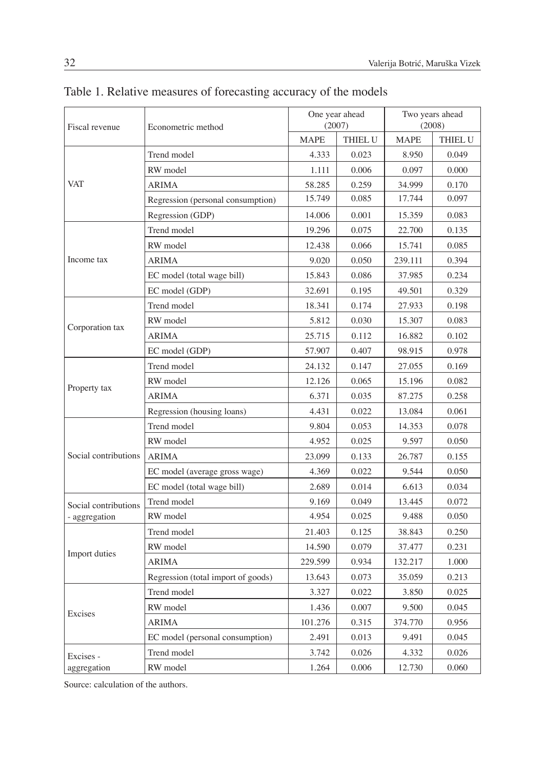Table 1. Relative measures of forecasting accuracy of the models

| Fiscal revenue | Econometric method | One year ahead (2007) | | Two years ahead (2008) | |
|---|---|---|---|---|---|
| | | MAPE | THIEL U | MAPE | THIEL U |
| VAT | Trend model | 4.333 | 0.023 | 8.950 | 0.049 |
| | RW model | 1.111 | 0.006 | 0.097 | 0.000 |
| | ARIMA | 58.285 | 0.259 | 34.999 | 0.170 |
| | Regression (personal consumption) | 15.749 | 0.085 | 17.744 | 0.097 |
| | Regression (GDP) | 14.006 | 0.001 | 15.359 | 0.083 |
| Income tax | Trend model | 19.296 | 0.075 | 22.700 | 0.135 |
| | RW model | 12.438 | 0.066 | 15.741 | 0.085 |
| | ARIMA | 9.020 | 0.050 | 239.111 | 0.394 |
| | EC model (total wage bill) | 15.843 | 0.086 | 37.985 | 0.234 |
| | EC model (GDP) | 32.691 | 0.195 | 49.501 | 0.329 |
| Corporation tax | Trend model | 18.341 | 0.174 | 27.933 | 0.198 |
| | RW model | 5.812 | 0.030 | 15.307 | 0.083 |
| | ARIMA | 25.715 | 0.112 | 16.882 | 0.102 |
| | EC model (GDP) | 57.907 | 0.407 | 98.915 | 0.978 |
| Property tax | Trend model | 24.132 | 0.147 | 27.055 | 0.169 |
| | RW model | 12.126 | 0.065 | 15.196 | 0.082 |
| | ARIMA | 6.371 | 0.035 | 87.275 | 0.258 |
| | Regression (housing loans) | 4.431 | 0.022 | 13.084 | 0.061 |
| Social contributions | Trend model | 9.804 | 0.053 | 14.353 | 0.078 |
| | RW model | 4.952 | 0.025 | 9.597 | 0.050 |
| | ARIMA | 23.099 | 0.133 | 26.787 | 0.155 |
| | EC model (average gross wage) | 4.369 | 0.022 | 9.544 | 0.050 |
| | EC model (total wage bill) | 2.689 | 0.014 | 6.613 | 0.034 |
| Social contributions - aggregation | Trend model | 9.169 | 0.049 | 13.445 | 0.072 |
| | RW model | 4.954 | 0.025 | 9.488 | 0.050 |
| Import duties | Trend model | 21.403 | 0.125 | 38.843 | 0.250 |
| | RW model | 14.590 | 0.079 | 37.477 | 0.231 |
| | ARIMA | 229.599 | 0.934 | 132.217 | 1.000 |
| | Regression (total import of goods) | 13.643 | 0.073 | 35.059 | 0.213 |
| Excises | Trend model | 3.327 | 0.022 | 3.850 | 0.025 |
| | RW model | 1.436 | 0.007 | 9.500 | 0.045 |
| | ARIMA | 101.276 | 0.315 | 374.770 | 0.956 |
| | EC model (personal consumption) | 2.491 | 0.013 | 9.491 | 0.045 |
| Excises - aggregation | Trend model | 3.742 | 0.026 | 4.332 | 0.026 |
| | RW model | 1.264 | 0.006 | 12.730 | 0.060 |

Source: calculation of the authors.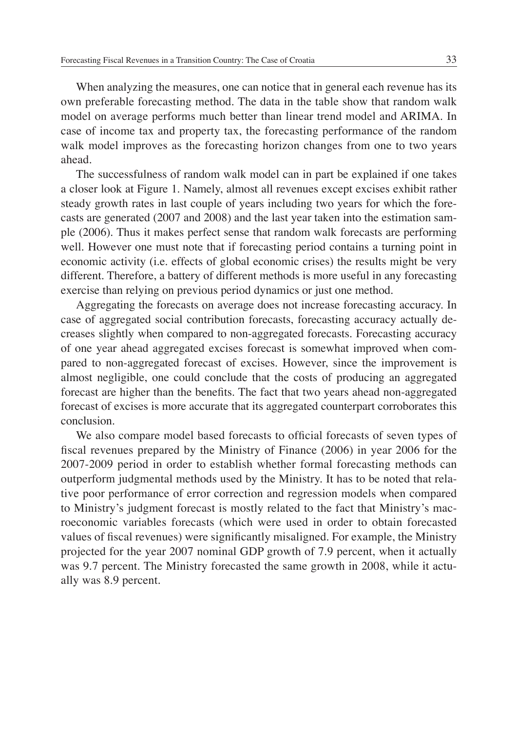When analyzing the measures, one can notice that in general each revenue has its own preferable forecasting method. The data in the table show that random walk model on average performs much better than linear trend model and ARIMA. In case of income tax and property tax, the forecasting performance of the random walk model improves as the forecasting horizon changes from one to two years ahead.

The successfulness of random walk model can in part be explained if one takes a closer look at Figure 1. Namely, almost all revenues except excises exhibit rather steady growth rates in last couple of years including two years for which the forecasts are generated (2007 and 2008) and the last year taken into the estimation sample (2006). Thus it makes perfect sense that random walk forecasts are performing well. However one must note that if forecasting period contains a turning point in economic activity (i.e. effects of global economic crises) the results might be very different. Therefore, a battery of different methods is more useful in any forecasting exercise than relying on previous period dynamics or just one method.

Aggregating the forecasts on average does not increase forecasting accuracy. In case of aggregated social contribution forecasts, forecasting accuracy actually decreases slightly when compared to non-aggregated forecasts. Forecasting accuracy of one year ahead aggregated excises forecast is somewhat improved when compared to non-aggregated forecast of excises. However, since the improvement is almost negligible, one could conclude that the costs of producing an aggregated forecast are higher than the benefits. The fact that two years ahead non-aggregated forecast of excises is more accurate that its aggregated counterpart corroborates this conclusion.

We also compare model based forecasts to official forecasts of seven types of fiscal revenues prepared by the Ministry of Finance (2006) in year 2006 for the 2007-2009 period in order to establish whether formal forecasting methods can outperform judgmental methods used by the Ministry. It has to be noted that relative poor performance of error correction and regression models when compared to Ministry's judgment forecast is mostly related to the fact that Ministry's macroeconomic variables forecasts (which were used in order to obtain forecasted values of fiscal revenues) were significantly misaligned. For example, the Ministry projected for the year 2007 nominal GDP growth of 7.9 percent, when it actually was 9.7 percent. The Ministry forecasted the same growth in 2008, while it actually was 8.9 percent.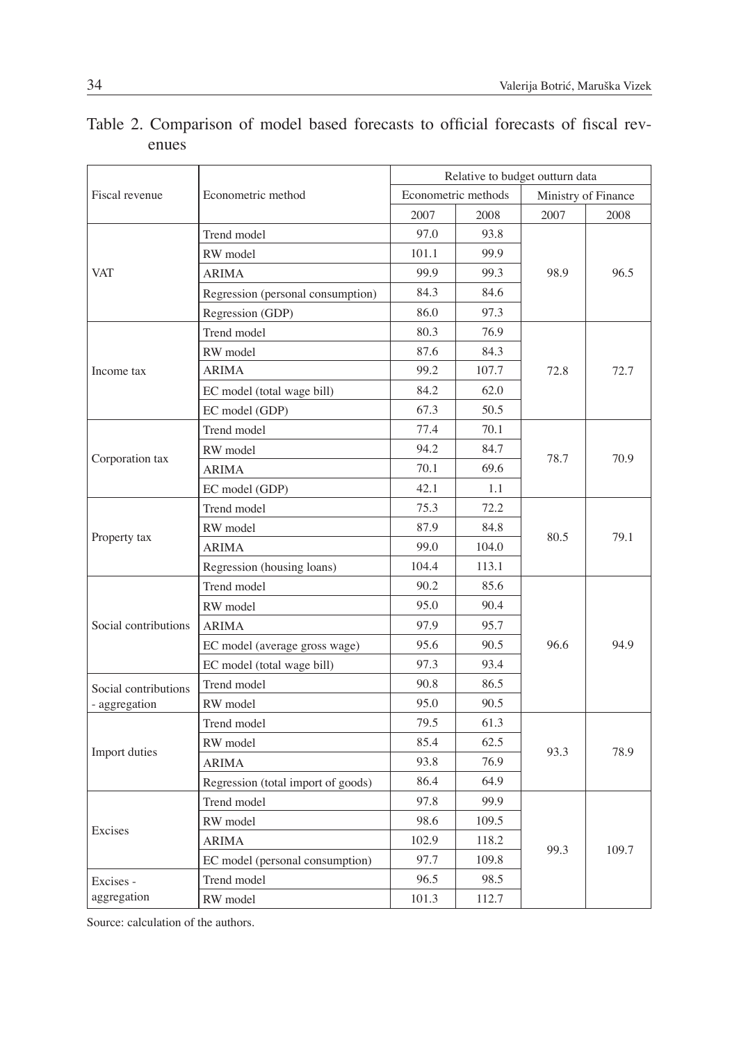Table 2. Comparison of model based forecasts to official forecasts of fiscal revenues

| Fiscal revenue | Econometric method | Relative to budget outturn data | | | |
|---|---|---|---|---|---|
| | | Econometric methods | | Ministry of Finance | |
| | | 2007 | 2008 | 2007 | 2008 |
| VAT | Trend model | 97.0 | 93.8 | 98.9 | 96.5 |
| | RW model | 101.1 | 99.9 | | |
| | ARIMA | 99.9 | 99.3 | | |
| | Regression (personal consumption) | 84.3 | 84.6 | | |
| | Regression (GDP) | 86.0 | 97.3 | | |
| Income tax | Trend model | 80.3 | 76.9 | 72.8 | 72.7 |
| | RW model | 87.6 | 84.3 | | |
| | ARIMA | 99.2 | 107.7 | | |
| | EC model (total wage bill) | 84.2 | 62.0 | | |
| | EC model (GDP) | 67.3 | 50.5 | | |
| Corporation tax | Trend model | 77.4 | 70.1 | 78.7 | 70.9 |
| | RW model | 94.2 | 84.7 | | |
| | ARIMA | 70.1 | 69.6 | | |
| | EC model (GDP) | 42.1 | 1.1 | | |
| Property tax | Trend model | 75.3 | 72.2 | 80.5 | 79.1 |
| | RW model | 87.9 | 84.8 | | |
| | ARIMA | 99.0 | 104.0 | | |
| | Regression (housing loans) | 104.4 | 113.1 | | |
| Social contributions | Trend model | 90.2 | 85.6 | 96.6 | 94.9 |
| | RW model | 95.0 | 90.4 | | |
| | ARIMA | 97.9 | 95.7 | | |
| | EC model (average gross wage) | 95.6 | 90.5 | | |
| | EC model (total wage bill) | 97.3 | 93.4 | | |
| Social contributions - aggregation | Trend model | 90.8 | 86.5 | | |
| | RW model | 95.0 | 90.5 | | |
| Import duties | Trend model | 79.5 | 61.3 | 93.3 | 78.9 |
| | RW model | 85.4 | 62.5 | | |
| | ARIMA | 93.8 | 76.9 | | |
| | Regression (total import of goods) | 86.4 | 64.9 | | |
| Excises | Trend model | 97.8 | 99.9 | 99.3 | 109.7 |
| | RW model | 98.6 | 109.5 | | |
| | ARIMA | 102.9 | 118.2 | | |
| | EC model (personal consumption) | 97.7 | 109.8 | | |
| Excises - aggregation | Trend model | 96.5 | 98.5 | | |
| | RW model | 101.3 | 112.7 | | |

Source: calculation of the authors.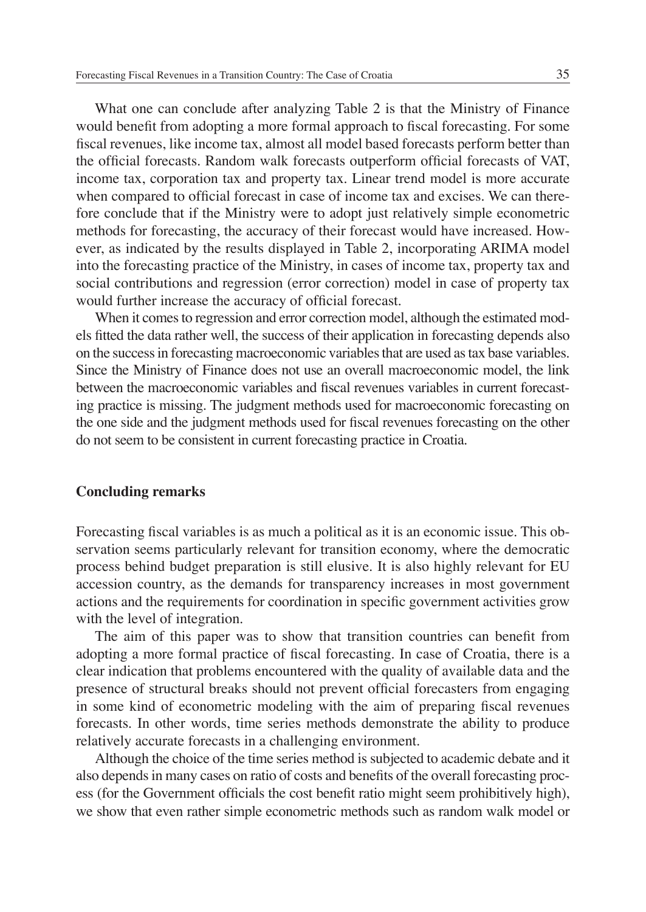What one can conclude after analyzing Table 2 is that the Ministry of Finance would benefit from adopting a more formal approach to fiscal forecasting. For some fiscal revenues, like income tax, almost all model based forecasts perform better than the official forecasts. Random walk forecasts outperform official forecasts of VAT, income tax, corporation tax and property tax. Linear trend model is more accurate when compared to official forecast in case of income tax and excises. We can therefore conclude that if the Ministry were to adopt just relatively simple econometric methods for forecasting, the accuracy of their forecast would have increased. However, as indicated by the results displayed in Table 2, incorporating ARIMA model into the forecasting practice of the Ministry, in cases of income tax, property tax and social contributions and regression (error correction) model in case of property tax would further increase the accuracy of official forecast.

When it comes to regression and error correction model, although the estimated models fitted the data rather well, the success of their application in forecasting depends also on the success in forecasting macroeconomic variables that are used as tax base variables. Since the Ministry of Finance does not use an overall macroeconomic model, the link between the macroeconomic variables and fiscal revenues variables in current forecasting practice is missing. The judgment methods used for macroeconomic forecasting on the one side and the judgment methods used for fiscal revenues forecasting on the other do not seem to be consistent in current forecasting practice in Croatia.

## Concluding remarks

Forecasting fiscal variables is as much a political as it is an economic issue. This observation seems particularly relevant for transition economy, where the democratic process behind budget preparation is still elusive. It is also highly relevant for EU accession country, as the demands for transparency increases in most government actions and the requirements for coordination in specific government activities grow with the level of integration.

The aim of this paper was to show that transition countries can benefit from adopting a more formal practice of fiscal forecasting. In case of Croatia, there is a clear indication that problems encountered with the quality of available data and the presence of structural breaks should not prevent official forecasters from engaging in some kind of econometric modeling with the aim of preparing fiscal revenues forecasts. In other words, time series methods demonstrate the ability to produce relatively accurate forecasts in a challenging environment.

Although the choice of the time series method is subjected to academic debate and it also depends in many cases on ratio of costs and benefits of the overall forecasting process (for the Government officials the cost benefit ratio might seem prohibitively high), we show that even rather simple econometric methods such as random walk model or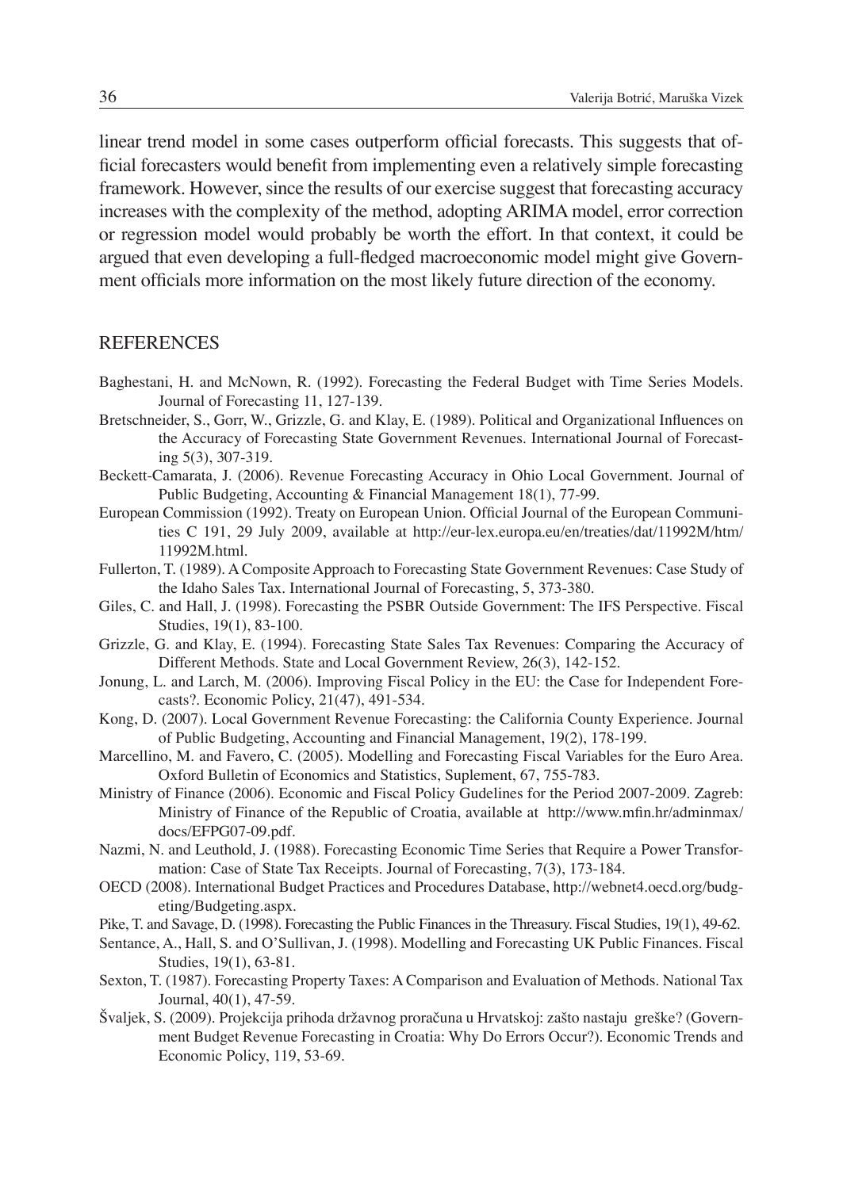linear trend model in some cases outperform official forecasts. This suggests that official forecasters would benefit from implementing even a relatively simple forecasting framework. However, since the results of our exercise suggest that forecasting accuracy increases with the complexity of the method, adopting ARIMA model, error correction or regression model would probably be worth the effort. In that context, it could be argued that even developing a full-fledged macroeconomic model might give Government officials more information on the most likely future direction of the economy.

## REFERENCES

Baghestani, H. and McNown, R. (1992). Forecasting the Federal Budget with Time Series Models. Journal of Forecasting 11, 127-139.

Bretschneider, S., Gorr, W., Grizzle, G. and Klay, E. (1989). Political and Organizational Influences on the Accuracy of Forecasting State Government Revenues. International Journal of Forecasting 5(3), 307-319.

Beckett-Camarata, J. (2006). Revenue Forecasting Accuracy in Ohio Local Government. Journal of Public Budgeting, Accounting & Financial Management 18(1), 77-99.

European Commission (1992). Treaty on European Union. Official Journal of the European Communities C 191, 29 July 2009, available at http://eur-lex.europa.eu/en/treaties/dat/11992M/htm/11992M.html.

Fullerton, T. (1989). A Composite Approach to Forecasting State Government Revenues: Case Study of the Idaho Sales Tax. International Journal of Forecasting, 5, 373-380.

Giles, C. and Hall, J. (1998). Forecasting the PSBR Outside Government: The IFS Perspective. Fiscal Studies, 19(1), 83-100.

Grizzle, G. and Klay, E. (1994). Forecasting State Sales Tax Revenues: Comparing the Accuracy of Different Methods. State and Local Government Review, 26(3), 142-152.

Jonung, L. and Larch, M. (2006). Improving Fiscal Policy in the EU: the Case for Independent Forecasts?. Economic Policy, 21(47), 491-534.

Kong, D. (2007). Local Government Revenue Forecasting: the California County Experience. Journal of Public Budgeting, Accounting and Financial Management, 19(2), 178-199.

Marcellino, M. and Favero, C. (2005). Modelling and Forecasting Fiscal Variables for the Euro Area. Oxford Bulletin of Economics and Statistics, Suplement, 67, 755-783.

Ministry of Finance (2006). Economic and Fiscal Policy Gudelines for the Period 2007-2009. Zagreb: Ministry of Finance of the Republic of Croatia, available at http://www.mfin.hr/adminmax/docs/EFPG07-09.pdf.

Nazmi, N. and Leuthold, J. (1988). Forecasting Economic Time Series that Require a Power Transformation: Case of State Tax Receipts. Journal of Forecasting, 7(3), 173-184.

OECD (2008). International Budget Practices and Procedures Database, http://webnet4.oecd.org/budgeting/Budgeting.aspx.

Pike, T. and Savage, D. (1998). Forecasting the Public Finances in the Threasury. Fiscal Studies, 19(1), 49-62.

Sentance, A., Hall, S. and O'Sullivan, J. (1998). Modelling and Forecasting UK Public Finances. Fiscal Studies, 19(1), 63-81.

Sexton, T. (1987). Forecasting Property Taxes: A Comparison and Evaluation of Methods. National Tax Journal, 40(1), 47-59.

Švaljek, S. (2009). Projekcija prihoda državnog proračuna u Hrvatskoj: zašto nastaju greške? (Government Budget Revenue Forecasting in Croatia: Why Do Errors Occur?). Economic Trends and Economic Policy, 119, 53-69.